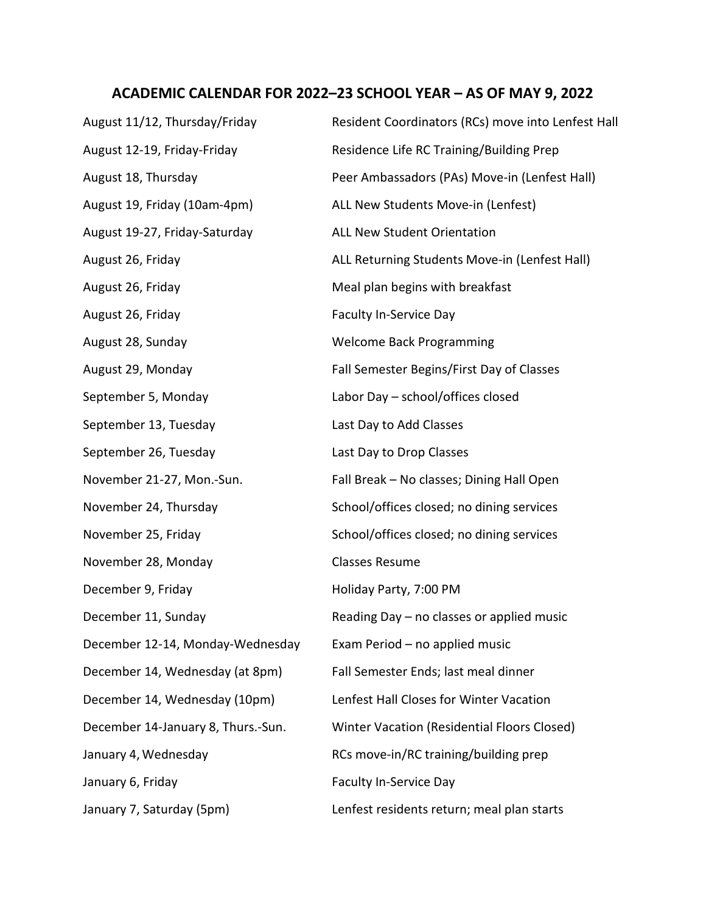# ACADEMIC CALENDAR FOR 2022–23 SCHOOL YEAR – AS OF MAY 9, 2022

| | |
|---|---|
| August 11/12, Thursday/Friday | Resident Coordinators (RCs) move into Lenfest Hall |
| August 12-19, Friday-Friday | Residence Life RC Training/Building Prep |
| August 18, Thursday | Peer Ambassadors (PAs) Move-in (Lenfest Hall) |
| August 19, Friday (10am-4pm) | ALL New Students Move-in (Lenfest) |
| August 19-27, Friday-Saturday | ALL New Student Orientation |
| August 26, Friday | ALL Returning Students Move-in (Lenfest Hall) |
| August 26, Friday | Meal plan begins with breakfast |
| August 26, Friday | Faculty In-Service Day |
| August 28, Sunday | Welcome Back Programming |
| August 29, Monday | Fall Semester Begins/First Day of Classes |
| September 5, Monday | Labor Day – school/offices closed |
| September 13, Tuesday | Last Day to Add Classes |
| September 26, Tuesday | Last Day to Drop Classes |
| November 21-27, Mon.-Sun. | Fall Break – No classes; Dining Hall Open |
| November 24, Thursday | School/offices closed; no dining services |
| November 25, Friday | School/offices closed; no dining services |
| November 28, Monday | Classes Resume |
| December 9, Friday | Holiday Party, 7:00 PM |
| December 11, Sunday | Reading Day – no classes or applied music |
| December 12-14, Monday-Wednesday | Exam Period – no applied music |
| December 14, Wednesday (at 8pm) | Fall Semester Ends; last meal dinner |
| December 14, Wednesday (10pm) | Lenfest Hall Closes for Winter Vacation |
| December 14-January 8, Thurs.-Sun. | Winter Vacation (Residential Floors Closed) |
| January 4, Wednesday | RCs move-in/RC training/building prep |
| January 6, Friday | Faculty In-Service Day |
| January 7, Saturday (5pm) | Lenfest residents return; meal plan starts |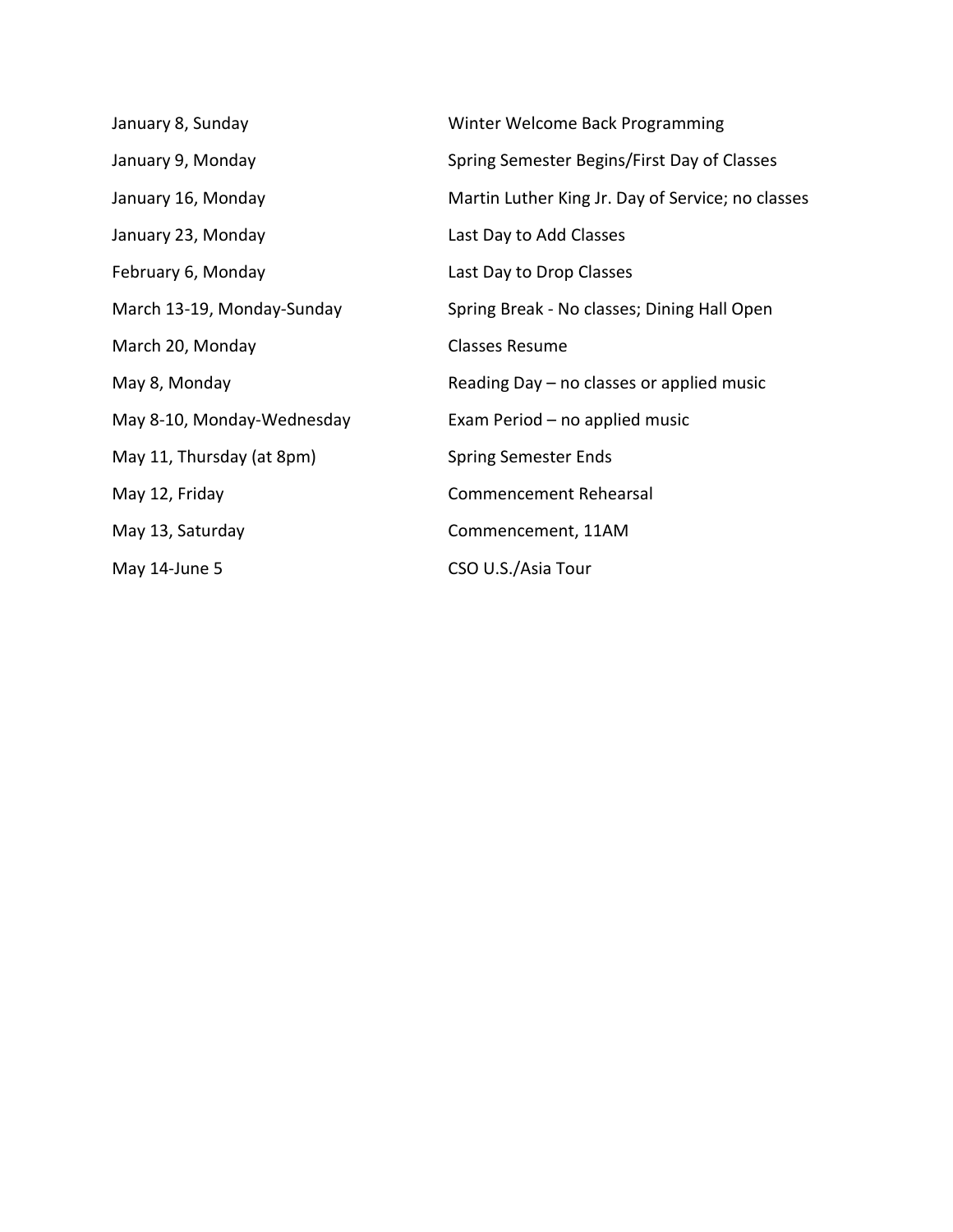| | |
|---|---|
| January 8, Sunday | Winter Welcome Back Programming |
| January 9, Monday | Spring Semester Begins/First Day of Classes |
| January 16, Monday | Martin Luther King Jr. Day of Service; no classes |
| January 23, Monday | Last Day to Add Classes |
| February 6, Monday | Last Day to Drop Classes |
| March 13-19, Monday-Sunday | Spring Break - No classes; Dining Hall Open |
| March 20, Monday | Classes Resume |
| May 8, Monday | Reading Day – no classes or applied music |
| May 8-10, Monday-Wednesday | Exam Period – no applied music |
| May 11, Thursday (at 8pm) | Spring Semester Ends |
| May 12, Friday | Commencement Rehearsal |
| May 13, Saturday | Commencement, 11AM |
| May 14-June 5 | CSO U.S./Asia Tour |